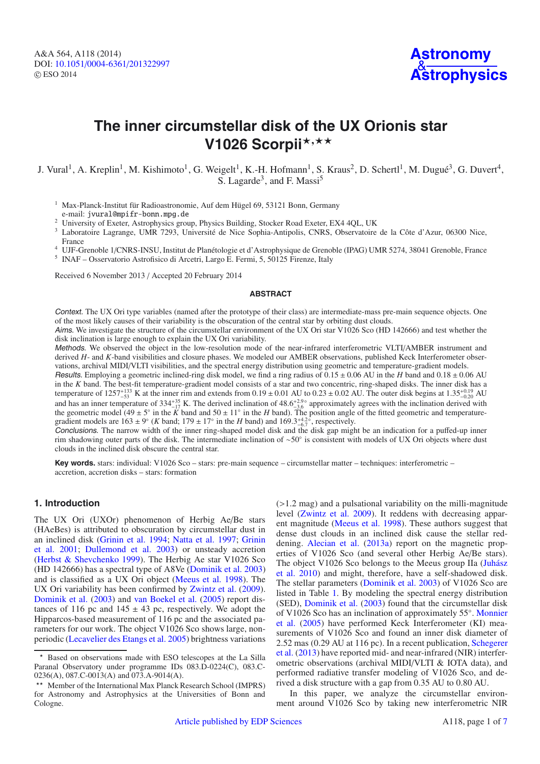# The inner circumstellar disk of the UX Orionis star V1026 Scorpii[⋆,⋆⋆]

J. Vural[1], A. Kreplin[1], M. Kishimoto[1], G. Weigelt[1], K.-H. Hofmann[1], S. Kraus[2], D. Schertl[1], M. Dugué[3], G. Duvert[4], S. Lagarde[3], and F. Massi[5]

[1] Max-Planck-Institut für Radioastronomie, Auf dem Hügel 69, 53121 Bonn, Germany
e-mail: jvural@mpifr-bonn.mpg.de

[2] University of Exeter, Astrophysics group, Physics Building, Stocker Road Exeter, EX4 4QL, UK

[3] Laboratoire Lagrange, UMR 7293, Université de Nice Sophia-Antipolis, CNRS, Observatoire de la Côte d'Azur, 06300 Nice, France

[4] UJF-Grenoble 1/CNRS-INSU, Institut de Planétologie et d'Astrophysique de Grenoble (IPAG) UMR 5274, 38041 Grenoble, France

[5] INAF – Osservatorio Astrofisico di Arcetri, Largo E. Fermi, 5, 50125 Firenze, Italy

Received 6 November 2013 / Accepted 20 February 2014

## ABSTRACT

*Context.* The UX Ori type variables (named after the prototype of their class) are intermediate-mass pre-main sequence objects. One of the most likely causes of their variability is the obscuration of the central star by orbiting dust clouds.

*Aims.* We investigate the structure of the circumstellar environment of the UX Ori star V1026 Sco (HD 142666) and test whether the disk inclination is large enough to explain the UX Ori variability.

*Methods.* We observed the object in the low-resolution mode of the near-infrared interferometric VLTI/AMBER instrument and derived $H$- and $K$-band visibilities and closure phases. We modeled our AMBER observations, published Keck Interferometer observations, archival MIDI/VLTI visibilities, and the spectral energy distribution using geometric and temperature-gradient models.

*Results.* Employing a geometric inclined-ring disk model, we find a ring radius of $0.15 \pm 0.06$ AU in the $H$ band and $0.18 \pm 0.06$ AU in the $K$ band. The best-fit temperature-gradient model consists of a star and two concentric, ring-shaped disks. The inner disk has a temperature of $1257^{+133}_{-53}$ K at the inner rim and extends from $0.19 \pm 0.01$ AU to $0.23 \pm 0.02$ AU. The outer disk begins at $1.35^{+0.19}_{-0.20}$ AU and has an inner temperature of $334^{+35}_{-17}$ K. The derived inclination of $48.6^{+2.9}_{-3.6}$° approximately agrees with the inclination derived with the geometric model ($49 \pm 5$° in the $K$ band and $50 \pm 11$° in the $H$ band). The position angle of the fitted geometric and temperature-gradient models are $163 \pm 9$° ($K$ band; $179 \pm 17$° in the $H$ band) and $169.3^{+4.2}_{-6.7}$°, respectively.

*Conclusions.* The narrow width of the inner ring-shaped model disk and the disk gap might be an indication for a puffed-up inner rim shadowing outer parts of the disk. The intermediate inclination of ~50° is consistent with models of UX Ori objects where dust clouds in the inclined disk obscure the central star.

**Key words.** stars: individual: V1026 Sco – stars: pre-main sequence – circumstellar matter – techniques: interferometric – accretion, accretion disks – stars: formation

## 1. Introduction

The UX Ori (UXOr) phenomenon of Herbig Ae/Be stars (HAeBes) is attributed to obscuration by circumstellar dust in an inclined disk (Grinin et al. 1994; Natta et al. 1997; Grinin et al. 2001; Dullemond et al. 2003) or unsteady accretion (Herbst & Shevchenko 1999). The Herbig Ae star V1026 Sco (HD 142666) has a spectral type of A8Ve (Dominik et al. 2003) and is classified as a UX Ori object (Meeus et al. 1998). The UX Ori variability has been confirmed by Zwintz et al. (2009). Dominik et al. (2003) and van Boekel et al. (2005) report distances of 116 pc and $145 \pm 43$ pc, respectively. We adopt the Hipparcos-based measurement of 116 pc and the associated parameters for our work. The object V1026 Sco shows large, nonperiodic (Lecavelier des Etangs et al. 2005) brightness variations (>1.2 mag) and a pulsational variability on the milli-magnitude level (Zwintz et al. 2009). It reddens with decreasing apparent magnitude (Meeus et al. 1998). These authors suggest that dense dust clouds in an inclined disk cause the stellar reddening. Alecian et al. (2013a) report on the magnetic properties of V1026 Sco (and several other Herbig Ae/Be stars). The object V1026 Sco belongs to the Meeus group IIa (Juhász et al. 2010) and might, therefore, have a self-shadowed disk. The stellar parameters (Dominik et al. 2003) of V1026 Sco are listed in Table 1. By modeling the spectral energy distribution (SED), Dominik et al. (2003) found that the circumstellar disk of V1026 Sco has an inclination of approximately 55°. Monnier et al. (2005) have performed Keck Interferometer (KI) measurements of V1026 Sco and found an inner disk diameter of 2.52 mas (0.29 AU at 116 pc). In a recent publication, Schegerer et al. (2013) have reported mid- and near-infrared (NIR) interferometric observations (archival MIDI/VLTI & IOTA data), and performed radiative transfer modeling of V1026 Sco, and derived a disk structure with a gap from 0.35 AU to 0.80 AU.

In this paper, we analyze the circumstellar environment around V1026 Sco by taking new interferometric NIR

---

⋆ Based on observations made with ESO telescopes at the La Silla Paranal Observatory under programme IDs 083.D-0224(C), 083.C-0236(A), 087.C-0013(A) and 073.A-9014(A).

⋆⋆ Member of the International Max Planck Research School (IMPRS) for Astronomy and Astrophysics at the Universities of Bonn and Cologne.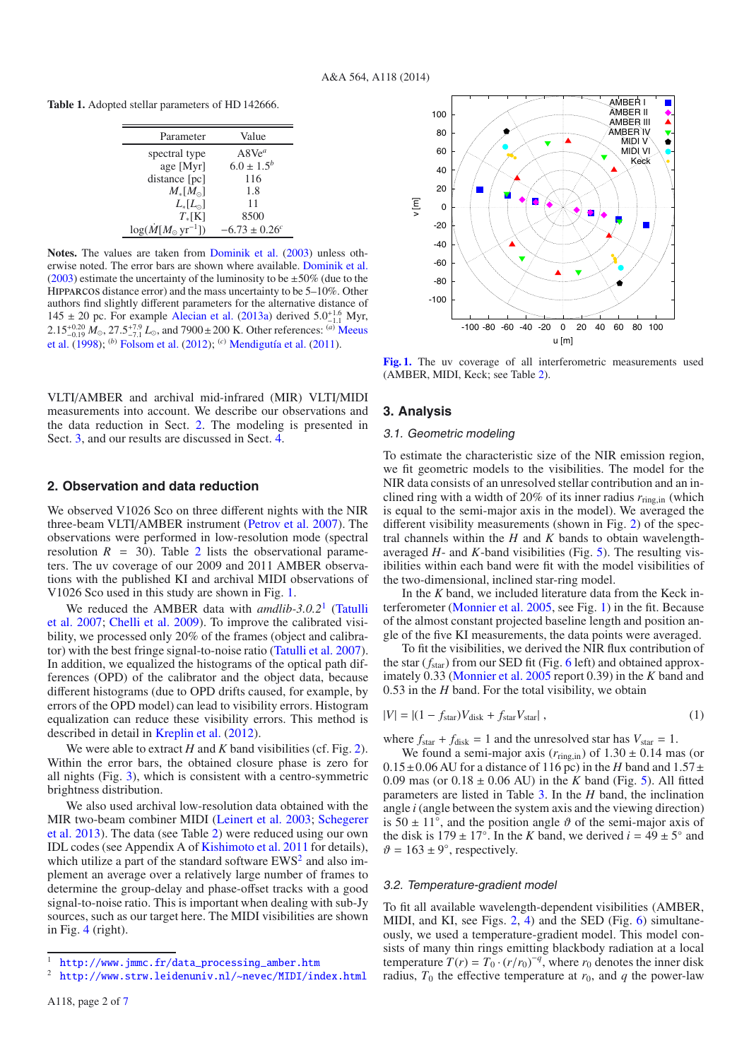**Table 1.** Adopted stellar parameters of HD 142666.

| Parameter | Value |
|---|---|
| spectral type | A8Ve[a] |
| age [Myr] | $6.0 \pm 1.5$[b] |
| distance [pc] | 116 |
| $M_*[M_\odot]$ | 1.8 |
| $L_*[L_\odot]$ | 11 |
| $T_*$[K] | 8500 |
| $\log(\dot{M}[M_\odot\,\mathrm{yr}^{-1}])$ | $-6.73 \pm 0.26$[c] |

**Notes.** The values are taken from Dominik et al. (2003) unless otherwise noted. The error bars are shown where available. Dominik et al. (2003) estimate the uncertainty of the luminosity to be ±50% (due to the HIPPARCOS distance error) and the mass uncertainty to be 5–10%. Other authors find slightly different parameters for the alternative distance of 145 ± 20 pc. For example Alecian et al. (2013a) derived $5.0^{+1.6}_{-1.1}$ Myr, $2.15^{+0.20}_{-0.19}\,M_\odot$, $27.5^{+7.9}_{-7.1}\,L_\odot$, and $7900 \pm 200$ K. Other references: [(a)] Meeus et al. (1998); [(b)] Folsom et al. (2012); [(c)] Mendigutía et al. (2011).

VLTI/AMBER and archival mid-infrared (MIR) VLTI/MIDI measurements into account. We describe our observations and the data reduction in Sect. 2. The modeling is presented in Sect. 3, and our results are discussed in Sect. 4.

## 2. Observation and data reduction

We observed V1026 Sco on three different nights with the NIR three-beam VLTI/AMBER instrument (Petrov et al. 2007). The observations were performed in low-resolution mode (spectral resolution $R = 30$). Table 2 lists the observational parameters. The uv coverage of our 2009 and 2011 AMBER observations with the published KI and archival MIDI observations of V1026 Sco used in this study are shown in Fig. 1.

We reduced the AMBER data with *amdlib-3.0.2*[1] (Tatulli et al. 2007; Chelli et al. 2009). To improve the calibrated visibility, we processed only 20% of the frames (object and calibrator) with the best fringe signal-to-noise ratio (Tatulli et al. 2007). In addition, we equalized the histograms of the optical path differences (OPD) of the calibrator and the object data, because different histograms (due to OPD drifts caused, for example, by errors of the OPD model) can lead to visibility errors. Histogram equalization can reduce these visibility errors. This method is described in detail in Kreplin et al. (2012).

We were able to extract $H$ and $K$ band visibilities (cf. Fig. 2). Within the error bars, the obtained closure phase is zero for all nights (Fig. 3), which is consistent with a centro-symmetric brightness distribution.

We also used archival low-resolution data obtained with the MIR two-beam combiner MIDI (Leinert et al. 2003; Schegerer et al. 2013). The data (see Table 2) were reduced using our own IDL codes (see Appendix A of Kishimoto et al. 2011 for details), which utilize a part of the standard software EWS[2] and also implement an average over a relatively large number of frames to determine the group-delay and phase-offset tracks with a good signal-to-noise ratio. This is important when dealing with sub-Jy sources, such as our target here. The MIDI visibilities are shown in Fig. 4 (right).

[1] http://www.jmmc.fr/data_processing_amber.htm
[2] http://www.strw.leidenuniv.nl/~nevec/MIDI/index.html

**Fig. 1.** The uv coverage of all interferometric measurements used (AMBER, MIDI, Keck; see Table 2).

## 3. Analysis

### 3.1. Geometric modeling

To estimate the characteristic size of the NIR emission region, we fit geometric models to the visibilities. The model for the NIR data consists of an unresolved stellar contribution and an inclined ring with a width of 20% of its inner radius $r_{\mathrm{ring,in}}$ (which is equal to the semi-major axis in the model). We averaged the different visibility measurements (shown in Fig. 2) of the spectral channels within the $H$ and $K$ bands to obtain wavelength-averaged $H$- and $K$-band visibilities (Fig. 5). The resulting visibilities within each band were fit with the model visibilities of the two-dimensional, inclined star-ring model.

In the $K$ band, we included literature data from the Keck interferometer (Monnier et al. 2005, see Fig. 1) in the fit. Because of the almost constant projected baseline length and position angle of the five KI measurements, the data points were averaged.

To fit the visibilities, we derived the NIR flux contribution of the star ($f_{\mathrm{star}}$) from our SED fit (Fig. 6 left) and obtained approximately 0.33 (Monnier et al. 2005 report 0.39) in the $K$ band and 0.53 in the $H$ band. For the total visibility, we obtain

$$|V| = |(1 - f_{\mathrm{star}})V_{\mathrm{disk}} + f_{\mathrm{star}}V_{\mathrm{star}}|\,, \tag{1}$$

where $f_{\mathrm{star}} + f_{\mathrm{disk}} = 1$ and the unresolved star has $V_{\mathrm{star}} = 1$.

We found a semi-major axis ($r_{\mathrm{ring,in}}$) of $1.30 \pm 0.14$ mas (or $0.15 \pm 0.06$ AU for a distance of 116 pc) in the $H$ band and $1.57 \pm 0.09$ mas (or $0.18 \pm 0.06$ AU) in the $K$ band (Fig. 5). All fitted parameters are listed in Table 3. In the $H$ band, the inclination angle $i$ (angle between the system axis and the viewing direction) is $50 \pm 11°$, and the position angle $\vartheta$ of the semi-major axis of the disk is $179 \pm 17°$. In the $K$ band, we derived $i = 49 \pm 5°$ and $\vartheta = 163 \pm 9°$, respectively.

### 3.2. Temperature-gradient model

To fit all available wavelength-dependent visibilities (AMBER, MIDI, and KI, see Figs. 2, 4) and the SED (Fig. 6) simultaneously, we used a temperature-gradient model. This model consists of many thin rings emitting blackbody radiation at a local temperature $T(r) = T_0 \cdot (r/r_0)^{-q}$, where $r_0$ denotes the inner disk radius, $T_0$ the effective temperature at $r_0$, and $q$ the power-law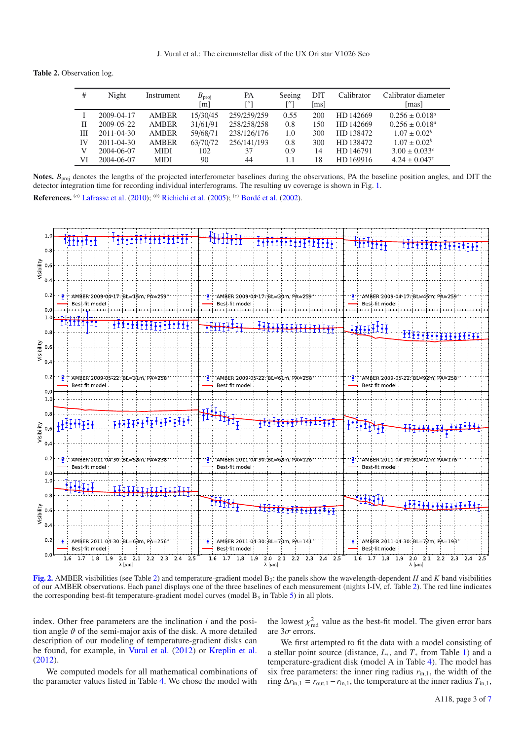**Table 2.** Observation log.

| # | Night | Instrument | $B_{\rm proj}$ [m] | PA [°] | Seeing [″] | DIT [ms] | Calibrator | Calibrator diameter [mas] |
|---|---|---|---|---|---|---|---|---|
| I | 2009-04-17 | AMBER | 15/30/45 | 259/259/259 | 0.55 | 200 | HD 142669 | $0.256 \pm 0.018^a$ |
| II | 2009-05-22 | AMBER | 31/61/91 | 258/258/258 | 0.8 | 150 | HD 142669 | $0.256 \pm 0.018^a$ |
| III | 2011-04-30 | AMBER | 59/68/71 | 238/126/176 | 1.0 | 300 | HD 138472 | $1.07 \pm 0.02^b$ |
| IV | 2011-04-30 | AMBER | 63/70/72 | 256/141/193 | 0.8 | 300 | HD 138472 | $1.07 \pm 0.02^b$ |
| V | 2004-06-07 | MIDI | 102 | 37 | 0.9 | 14 | HD 146791 | $3.00 \pm 0.033^c$ |
| VI | 2004-06-07 | MIDI | 90 | 44 | 1.1 | 18 | HD 169916 | $4.24 \pm 0.047^c$ |

**Notes.** $B_{\rm proj}$ denotes the lengths of the projected interferometer baselines during the observations, PA the baseline position angles, and DIT the detector integration time for recording individual interferograms. The resulting uv coverage is shown in Fig. 1.

**References.** [a] Lafrasse et al. (2010); [b] Richichi et al. (2005); [c] Bordé et al. (2002).

**Fig. 2.** AMBER visibilities (see Table 2) and temperature-gradient model $B_3$: the panels show the wavelength-dependent $H$ and $K$ band visibilities of our AMBER observations. Each panel displays one of the three baselines of each measurement (nights I-IV, cf. Table 2). The red line indicates the corresponding best-fit temperature-gradient model curves (model $B_3$ in Table 5) in all plots.

index. Other free parameters are the inclination $i$ and the position angle $\vartheta$ of the semi-major axis of the disk. A more detailed description of our modeling of temperature-gradient disks can be found, for example, in Vural et al. (2012) or Kreplin et al. (2012).

We computed models for all mathematical combinations of the parameter values listed in Table 4. We chose the model with the lowest $\chi^2_{\rm red}$ value as the best-fit model. The given error bars are $3\sigma$ errors.

We first attempted to fit the data with a model consisting of a stellar point source (distance, $L_*$, and $T_*$ from Table 1) and a temperature-gradient disk (model A in Table 4). The model has six free parameters: the inner ring radius $r_{\rm in,1}$, the width of the ring $\Delta r_{\rm in,1} = r_{\rm out,1} - r_{\rm in,1}$, the temperature at the inner radius $T_{\rm in,1}$,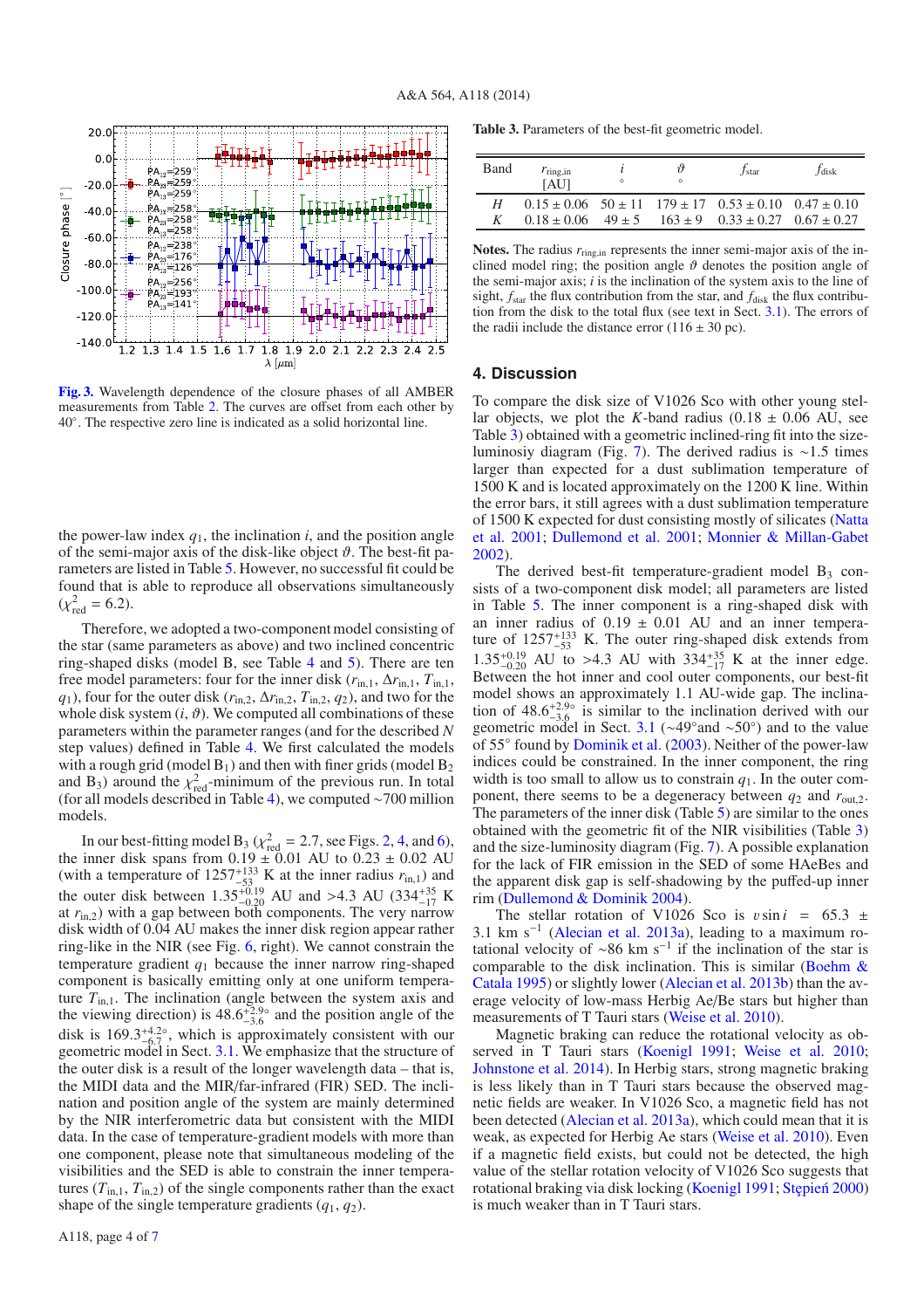**Fig. 3.** Wavelength dependence of the closure phases of all AMBER measurements from Table 2. The curves are offset from each other by 40°. The respective zero line is indicated as a solid horizontal line.

the power-law index $q_1$, the inclination $i$, and the position angle of the semi-major axis of the disk-like object $\vartheta$. The best-fit parameters are listed in Table 5. However, no successful fit could be found that is able to reproduce all observations simultaneously ($\chi^2_{\rm red} = 6.2$).

Therefore, we adopted a two-component model consisting of the star (same parameters as above) and two inclined concentric ring-shaped disks (model B, see Table 4 and 5). There are ten free model parameters: four for the inner disk ($r_{\rm in,1}$, $\Delta r_{\rm in,1}$, $T_{\rm in,1}$, $q_1$), four for the outer disk ($r_{\rm in,2}$, $\Delta r_{\rm in,2}$, $T_{\rm in,2}$, $q_2$), and two for the whole disk system ($i$, $\vartheta$). We computed all combinations of these parameters within the parameter ranges (and for the described $N$ step values) defined in Table 4. We first calculated the models with a rough grid (model B$_1$) and then with finer grids (model B$_2$ and B$_3$) around the $\chi^2_{\rm red}$-minimum of the previous run. In total (for all models described in Table 4), we computed ~700 million models.

In our best-fitting model B$_3$ ($\chi^2_{\rm red} = 2.7$, see Figs. 2, 4, and 6), the inner disk spans from $0.19 \pm 0.01$ AU to $0.23 \pm 0.02$ AU (with a temperature of $1257^{+133}_{-53}$ K at the inner radius $r_{\rm in,1}$) and the outer disk between $1.35^{+0.19}_{-0.20}$ AU and >4.3 AU ($334^{+35}_{-17}$ K at $r_{\rm in,2}$) with a gap between both components. The very narrow disk width of 0.04 AU makes the inner disk region appear rather ring-like in the NIR (see Fig. 6, right). We cannot constrain the temperature gradient $q_1$ because the inner narrow ring-shaped component is basically emitting only at one uniform temperature $T_{\rm in,1}$. The inclination (angle between the system axis and the viewing direction) is $48.6^{+2.9}_{-3.6}{}^\circ$ and the position angle of the disk is $169.3^{+4.2}_{-6.7}{}^\circ$, which is approximately consistent with our geometric model in Sect. 3.1. We emphasize that the structure of the outer disk is a result of the longer wavelength data – that is, the MIDI data and the MIR/far-infrared (FIR) SED. The inclination and position angle of the system are mainly determined by the NIR interferometric data but consistent with the MIDI data. In the case of temperature-gradient models with more than one component, please note that simultaneous modeling of the visibilities and the SED is able to constrain the inner temperatures ($T_{\rm in,1}$, $T_{\rm in,2}$) of the single components rather than the exact shape of the single temperature gradients ($q_1$, $q_2$).

**Table 3.** Parameters of the best-fit geometric model.

| Band | $r_{\rm ring,in}$ [AU] | $i$ ° | $\vartheta$ ° | $f_{\rm star}$ | $f_{\rm disk}$ |
|---|---|---|---|---|---|
| $H$ | $0.15 \pm 0.06$ | $50 \pm 11$ | $179 \pm 17$ | $0.53 \pm 0.10$ | $0.47 \pm 0.10$ |
| $K$ | $0.18 \pm 0.06$ | $49 \pm 5$ | $163 \pm 9$ | $0.33 \pm 0.27$ | $0.67 \pm 0.27$ |

**Notes.** The radius $r_{\rm ring,in}$ represents the inner semi-major axis of the inclined model ring; the position angle $\vartheta$ denotes the position angle of the semi-major axis; $i$ is the inclination of the system axis to the line of sight, $f_{\rm star}$ the flux contribution from the star, and $f_{\rm disk}$ the flux contribution from the disk to the total flux (see text in Sect. 3.1). The errors of the radii include the distance error ($116 \pm 30$ pc).

## 4. Discussion

To compare the disk size of V1026 Sco with other young stellar objects, we plot the $K$-band radius ($0.18 \pm 0.06$ AU, see Table 3) obtained with a geometric inclined-ring fit into the size-luminosiy diagram (Fig. 7). The derived radius is ~1.5 times larger than expected for a dust sublimation temperature of 1500 K and is located approximately on the 1200 K line. Within the error bars, it still agrees with a dust sublimation temperature of 1500 K expected for dust consisting mostly of silicates (Natta et al. 2001; Dullemond et al. 2001; Monnier & Millan-Gabet 2002).

The derived best-fit temperature-gradient model B$_3$ consists of a two-component disk model; all parameters are listed in Table 5. The inner component is a ring-shaped disk with an inner radius of $0.19 \pm 0.01$ AU and an inner temperature of $1257^{+133}_{-53}$ K. The outer ring-shaped disk extends from $1.35^{+0.19}_{-0.20}$ AU to >4.3 AU with $334^{+35}_{-17}$ K at the inner edge. Between the hot inner and cool outer components, our best-fit model shows an approximately 1.1 AU-wide gap. The inclination of $48.6^{+2.9}_{-3.6}{}^\circ$ is similar to the inclination derived with our geometric model in Sect. 3.1 (~49°and ~50°) and to the value of 55° found by Dominik et al. (2003). Neither of the power-law indices could be constrained. In the inner component, the ring width is too small to allow us to constrain $q_1$. In the outer component, there seems to be a degeneracy between $q_2$ and $r_{\rm out,2}$. The parameters of the inner disk (Table 5) are similar to the ones obtained with the geometric fit of the NIR visibilities (Table 3) and the size-luminosity diagram (Fig. 7). A possible explanation for the lack of FIR emission in the SED of some HAeBes and the apparent disk gap is self-shadowing by the puffed-up inner rim (Dullemond & Dominik 2004).

The stellar rotation of V1026 Sco is $v \sin i = 65.3 \pm 3.1$ km s$^{-1}$ (Alecian et al. 2013a), leading to a maximum rotational velocity of ~86 km s$^{-1}$ if the inclination of the star is comparable to the disk inclination. This is similar (Boehm & Catala 1995) or slightly lower (Alecian et al. 2013b) than the average velocity of low-mass Herbig Ae/Be stars but higher than measurements of T Tauri stars (Weise et al. 2010).

Magnetic braking can reduce the rotational velocity as observed in T Tauri stars (Koenigl 1991; Weise et al. 2010; Johnstone et al. 2014). In Herbig stars, strong magnetic braking is less likely than in T Tauri stars because the observed magnetic fields are weaker. In V1026 Sco, a magnetic field has not been detected (Alecian et al. 2013a), which could mean that it is weak, as expected for Herbig Ae stars (Weise et al. 2010). Even if a magnetic field exists, but could not be detected, the high value of the stellar rotation velocity of V1026 Sco suggests that rotational braking via disk locking (Koenigl 1991; Stępień 2000) is much weaker than in T Tauri stars.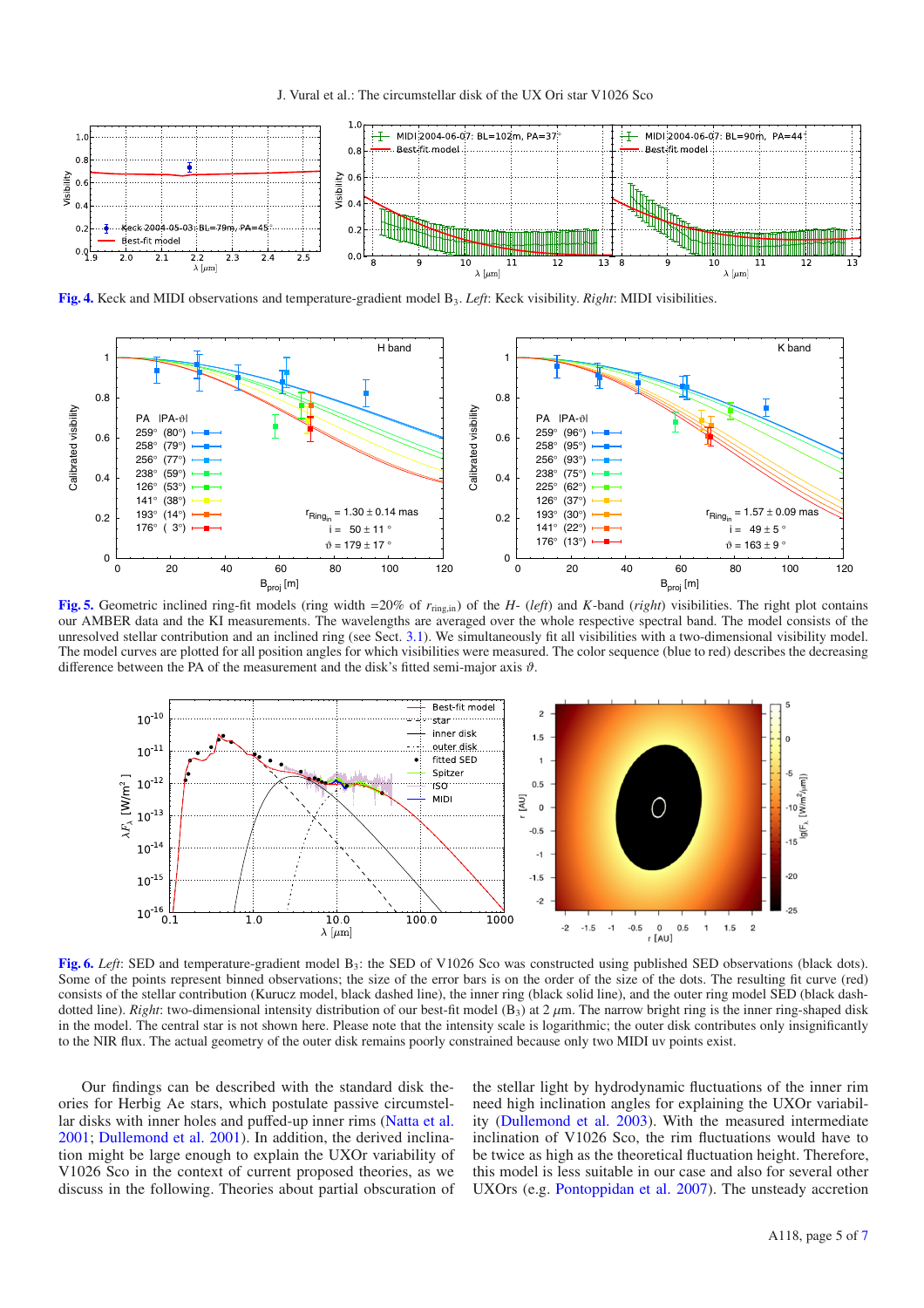**Fig. 4.** Keck and MIDI observations and temperature-gradient model $B_3$. *Left*: Keck visibility. *Right*: MIDI visibilities.

**Fig. 5.** Geometric inclined ring-fit models (ring width =20% of $r_{\mathrm{ring,in}}$) of the *H*- (*left*) and *K*-band (*right*) visibilities. The right plot contains our AMBER data and the KI measurements. The wavelengths are averaged over the whole respective spectral band. The model consists of the unresolved stellar contribution and an inclined ring (see Sect. 3.1). We simultaneously fit all visibilities with a two-dimensional visibility model. The model curves are plotted for all position angles for which visibilities were measured. The color sequence (blue to red) describes the decreasing difference between the PA of the measurement and the disk's fitted semi-major axis $\vartheta$.

**Fig. 6.** *Left*: SED and temperature-gradient model $B_3$: the SED of V1026 Sco was constructed using published SED observations (black dots). Some of the points represent binned observations; the size of the error bars is on the order of the size of the dots. The resulting fit curve (red) consists of the stellar contribution (Kurucz model, black dashed line), the inner ring (black solid line), and the outer ring model SED (black dash-dotted line). *Right*: two-dimensional intensity distribution of our best-fit model ($B_3$) at 2 $\mu$m. The narrow bright ring is the inner ring-shaped disk in the model. The central star is not shown here. Please note that the intensity scale is logarithmic; the outer disk contributes only insignificantly to the NIR flux. The actual geometry of the outer disk remains poorly constrained because only two MIDI uv points exist.

Our findings can be described with the standard disk theories for Herbig Ae stars, which postulate passive circumstellar disks with inner holes and puffed-up inner rims (Natta et al. 2001; Dullemond et al. 2001). In addition, the derived inclination might be large enough to explain the UXor variability of V1026 Sco in the context of current proposed theories, as we discuss in the following. Theories about partial obscuration of the stellar light by hydrodynamic fluctuations of the inner rim need high inclination angles for explaining the UXor variability (Dullemond et al. 2003). With the measured intermediate inclination of V1026 Sco, the rim fluctuations would have to be twice as high as the theoretical fluctuation height. Therefore, this model is less suitable in our case and also for several other UXOrs (e.g. Pontoppidan et al. 2007). The unsteady accretion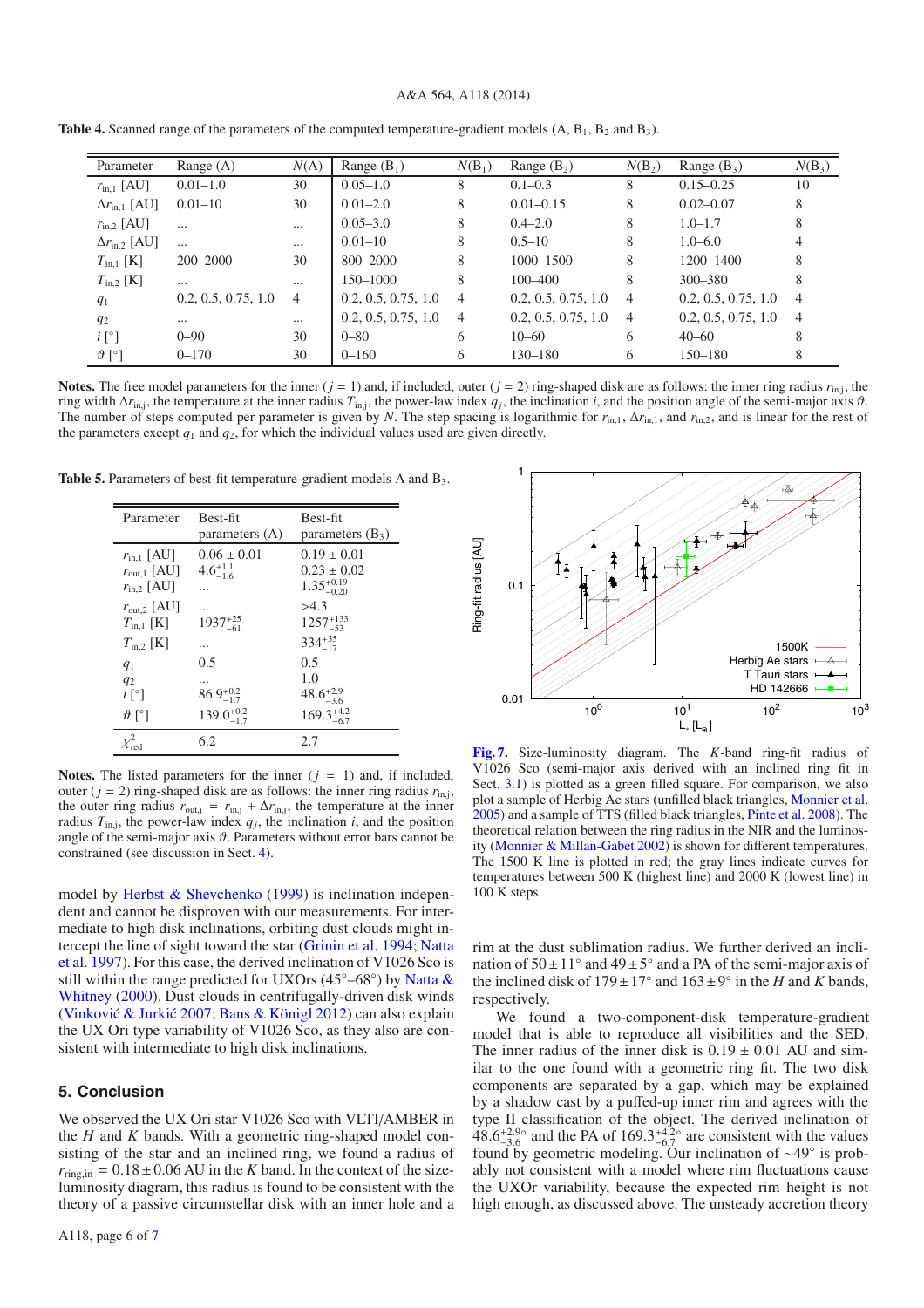**Table 4.** Scanned range of the parameters of the computed temperature-gradient models (A, B$_1$, B$_2$ and B$_3$).

| Parameter | Range (A) | $N$(A) | Range (B$_1$) | $N$(B$_1$) | Range (B$_2$) | $N$(B$_2$) | Range (B$_3$) | $N$(B$_3$) |
|---|---|---|---|---|---|---|---|---|
| $r_{\rm in,1}$ [AU] | 0.01–1.0 | 30 | 0.05–1.0 | 8 | 0.1–0.3 | 8 | 0.15–0.25 | 10 |
| $\Delta r_{\rm in,1}$ [AU] | 0.01–10 | 30 | 0.01–2.0 | 8 | 0.01–0.15 | 8 | 0.02–0.07 | 8 |
| $r_{\rm in,2}$ [AU] | ... | ... | 0.05–3.0 | 8 | 0.4–2.0 | 8 | 1.0–1.7 | 8 |
| $\Delta r_{\rm in,2}$ [AU] | ... | ... | 0.01–10 | 8 | 0.5–10 | 8 | 1.0–6.0 | 4 |
| $T_{\rm in,1}$ [K] | 200–2000 | 30 | 800–2000 | 8 | 1000–1500 | 8 | 1200–1400 | 8 |
| $T_{\rm in,2}$ [K] | ... | ... | 150–1000 | 8 | 100–400 | 8 | 300–380 | 8 |
| $q_1$ | 0.2, 0.5, 0.75, 1.0 | 4 | 0.2, 0.5, 0.75, 1.0 | 4 | 0.2, 0.5, 0.75, 1.0 | 4 | 0.2, 0.5, 0.75, 1.0 | 4 |
| $q_2$ | ... | ... | 0.2, 0.5, 0.75, 1.0 | 4 | 0.2, 0.5, 0.75, 1.0 | 4 | 0.2, 0.5, 0.75, 1.0 | 4 |
| $i$ [°] | 0–90 | 30 | 0–80 | 6 | 10–60 | 6 | 40–60 | 8 |
| $\vartheta$ [°] | 0–170 | 30 | 0–160 | 6 | 130–180 | 6 | 150–180 | 8 |

**Notes.** The free model parameters for the inner ($j$ = 1) and, if included, outer ($j$ = 2) ring-shaped disk are as follows: the inner ring radius $r_{\rm in,j}$, the ring width $\Delta r_{\rm in,j}$, the temperature at the inner radius $T_{\rm in,j}$, the power-law index $q_j$, the inclination $i$, and the position angle of the semi-major axis $\vartheta$. The number of steps computed per parameter is given by $N$. The step spacing is logarithmic for $r_{\rm in,1}$, $\Delta r_{\rm in,1}$, and $r_{\rm in,2}$, and is linear for the rest of the parameters except $q_1$ and $q_2$, for which the individual values used are given directly.

**Table 5.** Parameters of best-fit temperature-gradient models A and B$_3$.

| Parameter | Best-fit parameters (A) | Best-fit parameters (B$_3$) |
|---|---|---|
| $r_{\rm in,1}$ [AU] | $0.06 \pm 0.01$ | $0.19 \pm 0.01$ |
| $r_{\rm out,1}$ [AU] | $4.6^{+1.1}_{-1.6}$ | $0.23 \pm 0.02$ |
| $r_{\rm in,2}$ [AU] | ... | $1.35^{+0.19}_{-0.20}$ |
| $r_{\rm out,2}$ [AU] | ... | >4.3 |
| $T_{\rm in,1}$ [K] | $1937^{+25}_{-61}$ | $1257^{+133}_{-53}$ |
| $T_{\rm in,2}$ [K] | ... | $334^{+35}_{-17}$ |
| $q_1$ | 0.5 | 0.5 |
| $q_2$ | ... | 1.0 |
| $i$ [°] | $86.9^{+0.2}_{-1.7}$ | $48.6^{+2.9}_{-3.6}$ |
| $\vartheta$ [°] | $139.0^{+0.2}_{-1.7}$ | $169.3^{+4.2}_{-6.7}$ |
| $\chi^2_{\rm red}$ | 6.2 | 2.7 |

**Notes.** The listed parameters for the inner ($j$ = 1) and, if included, outer ($j$ = 2) ring-shaped disk are as follows: the inner ring radius $r_{\rm in,j}$, the outer ring radius $r_{\rm out,j}$ = $r_{\rm in,j}$ + $\Delta r_{\rm in,j}$, the temperature at the inner radius $T_{\rm in,j}$, the power-law index $q_j$, the inclination $i$, and the position angle of the semi-major axis $\vartheta$. Parameters without error bars cannot be constrained (see discussion in Sect. 4).

model by Herbst & Shevchenko (1999) is inclination independent and cannot be disproven with our measurements. For intermediate to high disk inclinations, orbiting dust clouds might intercept the line of sight toward the star (Grinin et al. 1994; Natta et al. 1997). For this case, the derived inclination of V1026 Sco is still within the range predicted for UXOrs (45°–68°) by Natta & Whitney (2000). Dust clouds in centrifugally-driven disk winds (Vinković & Jurkić 2007; Bans & Königl 2012) can also explain the UX Ori type variability of V1026 Sco, as they also are consistent with intermediate to high disk inclinations.

## 5. Conclusion

We observed the UX Ori star V1026 Sco with VLTI/AMBER in the $H$ and $K$ bands. With a geometric ring-shaped model consisting of the star and an inclined ring, we found a radius of $r_{\rm ring,in} = 0.18 \pm 0.06$ AU in the $K$ band. In the context of the size-luminosity diagram, this radius is found to be consistent with the theory of a passive circumstellar disk with an inner hole and a rim at the dust sublimation radius. We further derived an inclination of $50 \pm 11°$ and $49 \pm 5°$ and a PA of the semi-major axis of the inclined disk of $179 \pm 17°$ and $163 \pm 9°$ in the $H$ and $K$ bands, respectively.

We found a two-component-disk temperature-gradient model that is able to reproduce all visibilities and the SED. The inner radius of the inner disk is $0.19 \pm 0.01$ AU and similar to the one found with a geometric ring fit. The two disk components are separated by a gap, which may be explained by a shadow cast by a puffed-up inner rim and agrees with the type II classification of the object. The derived inclination of $48.6^{+2.9}_{-3.6}$° and the PA of $169.3^{+4.2}_{-6.7}$° are consistent with the values found by geometric modeling. Our inclination of ~49° is probably not consistent with a model where rim fluctuations cause the UXOr variability, because the expected rim height is not high enough, as discussed above. The unsteady accretion theory

**Fig. 7.** Size-luminosity diagram. The $K$-band ring-fit radius of V1026 Sco (semi-major axis derived with an inclined ring fit in Sect. 3.1) is plotted as a green filled square. For comparison, we also plot a sample of Herbig Ae stars (unfilled black triangles, Monnier et al. 2005) and a sample of TTS (filled black triangles, Pinte et al. 2008). The theoretical relation between the ring radius in the NIR and the luminosity (Monnier & Millan-Gabet 2002) is shown for different temperatures. The 1500 K line is plotted in red; the gray lines indicate curves for temperatures between 500 K (highest line) and 2000 K (lowest line) in 100 K steps.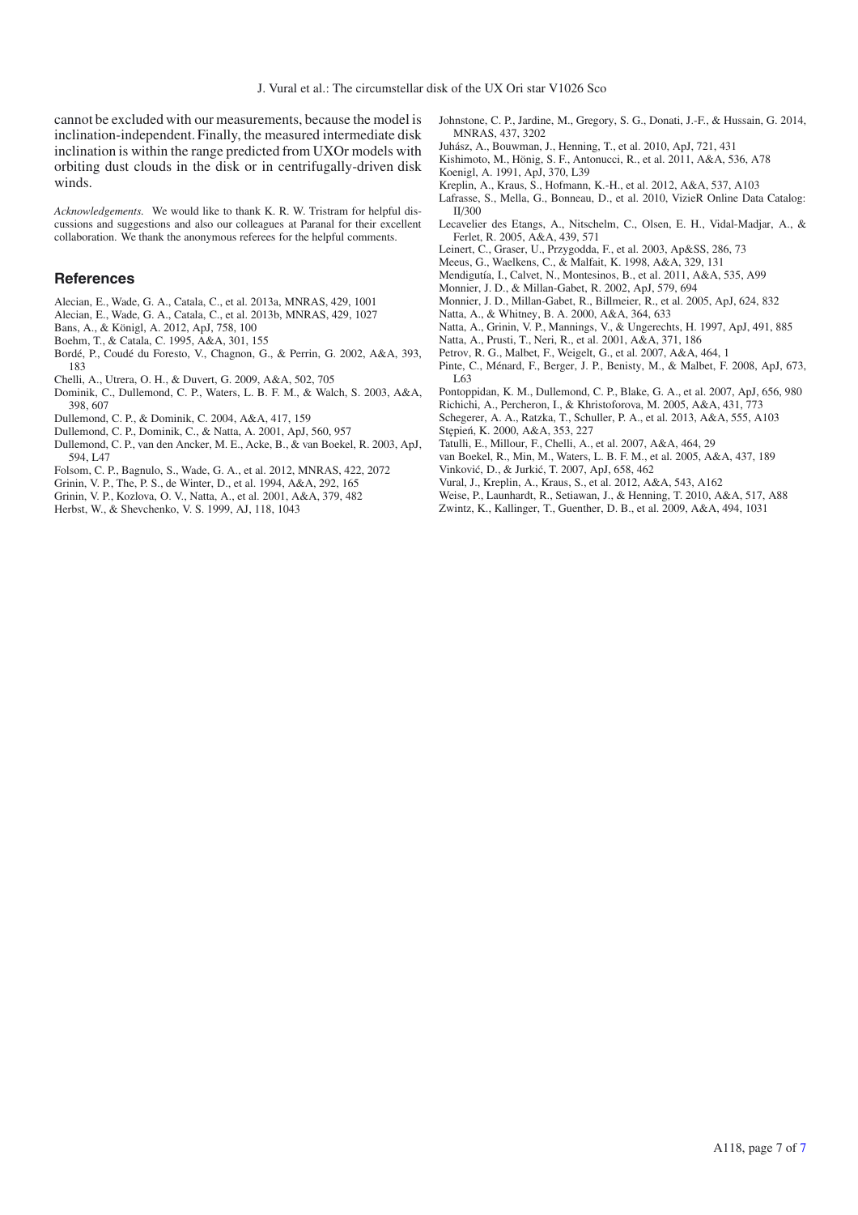cannot be excluded with our measurements, because the model is inclination-independent. Finally, the measured intermediate disk inclination is within the range predicted from UXOr models with orbiting dust clouds in the disk or in centrifugally-driven disk winds.

*Acknowledgements.* We would like to thank K. R. W. Tristram for helpful discussions and suggestions and also our colleagues at Paranal for their excellent collaboration. We thank the anonymous referees for the helpful comments.

## References

Alecian, E., Wade, G. A., Catala, C., et al. 2013a, MNRAS, 429, 1001
Alecian, E., Wade, G. A., Catala, C., et al. 2013b, MNRAS, 429, 1027
Bans, A., & Königl, A. 2012, ApJ, 758, 100
Boehm, T., & Catala, C. 1995, A&A, 301, 155
Bordé, P., Coudé du Foresto, V., Chagnon, G., & Perrin, G. 2002, A&A, 393, 183
Chelli, A., Utrera, O. H., & Duvert, G. 2009, A&A, 502, 705
Dominik, C., Dullemond, C. P., Waters, L. B. F. M., & Walch, S. 2003, A&A, 398, 607
Dullemond, C. P., & Dominik, C. 2004, A&A, 417, 159
Dullemond, C. P., Dominik, C., & Natta, A. 2001, ApJ, 560, 957
Dullemond, C. P., van den Ancker, M. E., Acke, B., & van Boekel, R. 2003, ApJ, 594, L47
Folsom, C. P., Bagnulo, S., Wade, G. A., et al. 2012, MNRAS, 422, 2072
Grinin, V. P., The, P. S., de Winter, D., et al. 1994, A&A, 292, 165
Grinin, V. P., Kozlova, O. V., Natta, A., et al. 2001, A&A, 379, 482
Herbst, W., & Shevchenko, V. S. 1999, AJ, 118, 1043
Johnstone, C. P., Jardine, M., Gregory, S. G., Donati, J.-F., & Hussain, G. 2014, MNRAS, 437, 3202
Juhász, A., Bouwman, J., Henning, T., et al. 2010, ApJ, 721, 431
Kishimoto, M., Hönig, S. F., Antonucci, R., et al. 2011, A&A, 536, A78
Koenigl, A. 1991, ApJ, 370, L39
Kreplin, A., Kraus, S., Hofmann, K.-H., et al. 2012, A&A, 537, A103
Lafrasse, S., Mella, G., Bonneau, D., et al. 2010, VizieR Online Data Catalog: II/300
Lecavelier des Etangs, A., Nitschelm, C., Olsen, E. H., Vidal-Madjar, A., & Ferlet, R. 2005, A&A, 439, 571
Leinert, C., Graser, U., Przygodda, F., et al. 2003, Ap&SS, 286, 73
Meeus, G., Waelkens, C., & Malfait, K. 1998, A&A, 329, 131
Mendigutía, I., Calvet, N., Montesinos, B., et al. 2011, A&A, 535, A99
Monnier, J. D., & Millan-Gabet, R. 2002, ApJ, 579, 694
Monnier, J. D., Millan-Gabet, R., Billmeier, R., et al. 2005, ApJ, 624, 832
Natta, A., & Whitney, B. A. 2000, A&A, 364, 633
Natta, A., Grinin, V. P., Mannings, V., & Ungerechts, H. 1997, ApJ, 491, 885
Natta, A., Prusti, T., Neri, R., et al. 2001, A&A, 371, 186
Petrov, R. G., Malbet, F., Weigelt, G., et al. 2007, A&A, 464, 1
Pinte, C., Ménard, F., Berger, J. P., Benisty, M., & Malbet, F. 2008, ApJ, 673, L63
Pontoppidan, K. M., Dullemond, C. P., Blake, G. A., et al. 2007, ApJ, 656, 980
Richichi, A., Percheron, I., & Khristoforova, M. 2005, A&A, 431, 773
Schegerer, A. A., Ratzka, T., Schuller, P. A., et al. 2013, A&A, 555, A103
Stępień, K. 2000, A&A, 353, 227
Tatulli, E., Millour, F., Chelli, A., et al. 2007, A&A, 464, 29
van Boekel, R., Min, M., Waters, L. B. F. M., et al. 2005, A&A, 437, 189
Vinković, D., & Jurkić, T. 2007, ApJ, 658, 462
Vural, J., Kreplin, A., Kraus, S., et al. 2012, A&A, 543, A162
Weise, P., Launhardt, R., Setiawan, J., & Henning, T. 2010, A&A, 517, A88
Zwintz, K., Kallinger, T., Guenther, D. B., et al. 2009, A&A, 494, 1031